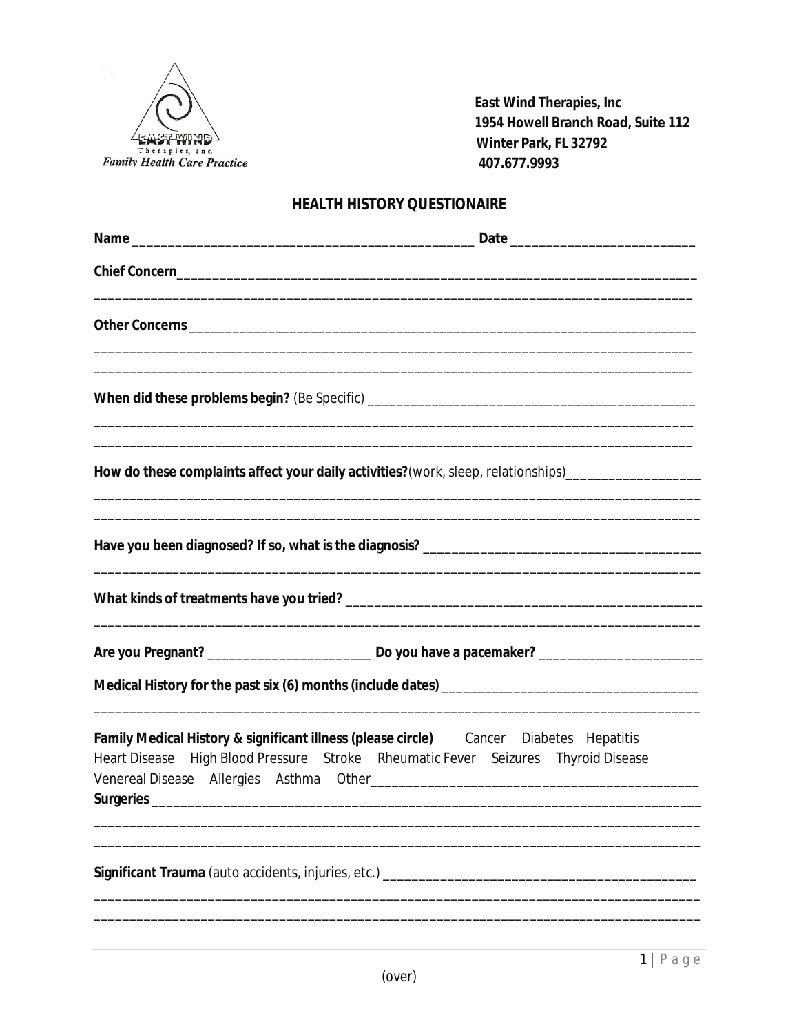East Wind Therapies, Inc.
*Family Health Care Practice*

**East Wind Therapies, Inc**
**1954 Howell Branch Road, Suite 112**
**Winter Park, FL 32792**
**407.677.9993**

## HEALTH HISTORY QUESTIONAIRE

**Name** _______________________________________________ **Date** _________________________

**Chief Concern**___________________________________________________________________________

_____________________________________________________________________________________

**Other Concerns** ________________________________________________________________________

_____________________________________________________________________________________

_____________________________________________________________________________________

**When did these problems begin?** (Be Specific) ____________________________________________

_____________________________________________________________________________________

_____________________________________________________________________________________

**How do these complaints affect your daily activities?**(work, sleep, relationships)__________________

_____________________________________________________________________________________

_____________________________________________________________________________________

**Have you been diagnosed? If so, what is the diagnosis?** _____________________________________

_____________________________________________________________________________________

**What kinds of treatments have you tried?** ________________________________________________

_____________________________________________________________________________________

**Are you Pregnant?** _______________________ **Do you have a pacemaker?** _____________________

**Medical History for the past six (6) months (include dates)** ___________________________________

_____________________________________________________________________________________

**Family Medical History & significant illness (please circle)** Cancer Diabetes Hepatitis Heart Disease High Blood Pressure Stroke Rheumatic Fever Seizures Thyroid Disease Venereal Disease Allergies Asthma Other_____________________________________________

**Surgeries** _____________________________________________________________________________

_____________________________________________________________________________________

_____________________________________________________________________________________

**Significant Trauma** (auto accidents, injuries, etc.) ___________________________________________

_____________________________________________________________________________________

_____________________________________________________________________________________

(over)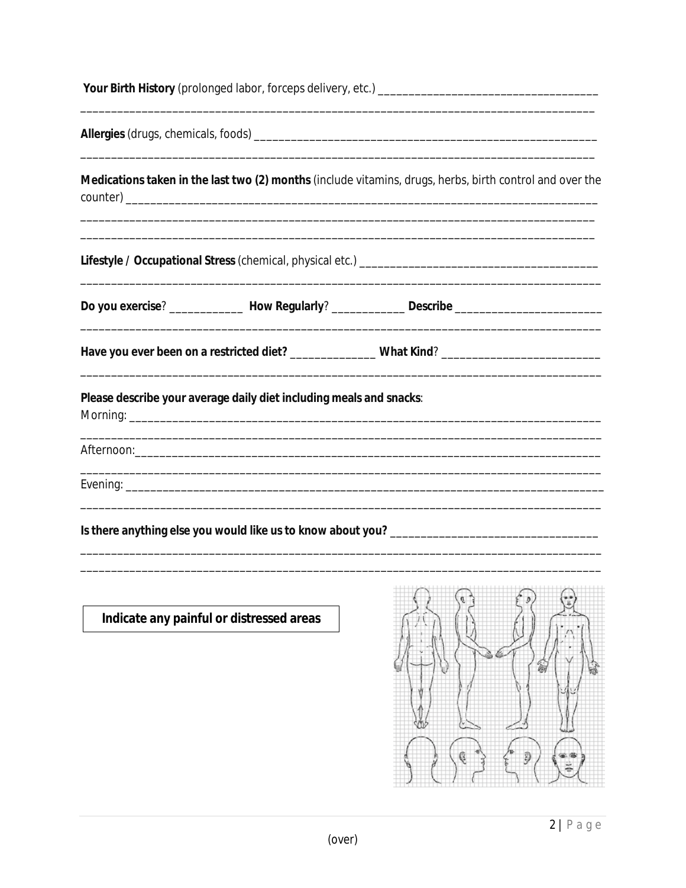**Your Birth History** (prolonged labor, forceps delivery, etc.) ____________________________________

_________________________________________________________________________________________

**Allergies** (drugs, chemicals, foods) __________________________________________________________

_________________________________________________________________________________________

**Medications taken in the last two (2) months** (include vitamins, drugs, herbs, birth control and over the counter) ____________________________________________________________________________

_________________________________________________________________________________________

_________________________________________________________________________________________

**Lifestyle / Occupational Stress** (chemical, physical etc.) ______________________________________

_________________________________________________________________________________________

**Do you exercise**? ____________ **How Regularly**? ____________ **Describe** ________________________

_________________________________________________________________________________________

**Have you ever been on a restricted diet?** ______________ **What Kind**? __________________________

_________________________________________________________________________________________

**Please describe your average daily diet including meals and snacks**:

Morning: ________________________________________________________________________________

_________________________________________________________________________________________

Afternoon:_______________________________________________________________________________

_________________________________________________________________________________________

Evening: _________________________________________________________________________________

_________________________________________________________________________________________

**Is there anything else you would like us to know about you?** __________________________________

_________________________________________________________________________________________

_________________________________________________________________________________________

**Indicate any painful or distressed areas**

(over)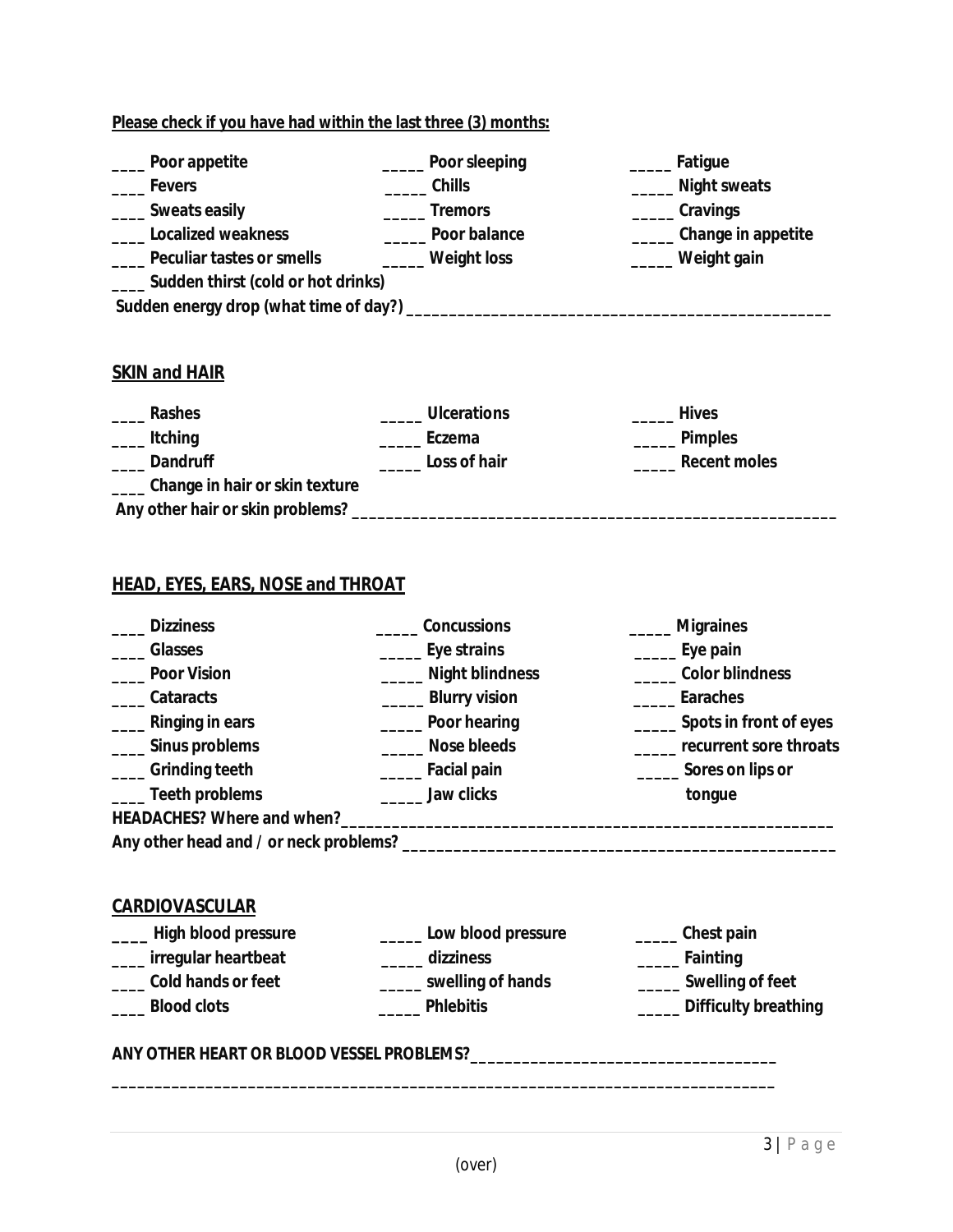**Please check if you have had within the last three (3) months:**

____ Poor appetite
_____ Poor sleeping
_____ Fatigue
____ Fevers
_____ Chills
_____ Night sweats
____ Sweats easily
_____ Tremors
_____ Cravings
____ Localized weakness
_____ Poor balance
_____ Change in appetite
____ Peculiar tastes or smells
_____ Weight loss
_____ Weight gain
____ Sudden thirst (cold or hot drinks)

Sudden energy drop (what time of day?) __________________________________________________

## SKIN and HAIR

____ Rashes
_____ Ulcerations
_____ Hives
____ Itching
_____ Eczema
_____ Pimples
____ Dandruff
_____ Loss of hair
_____ Recent moles
____ Change in hair or skin texture

Any other hair or skin problems? _________________________________________________________

## HEAD, EYES, EARS, NOSE and THROAT

____ Dizziness
_____ Concussions
_____ Migraines
____ Glasses
_____ Eye strains
_____ Eye pain
____ Poor Vision
_____ Night blindness
_____ Color blindness
____ Cataracts
_____ Blurry vision
_____ Earaches
____ Ringing in ears
_____ Poor hearing
_____ Spots in front of eyes
____ Sinus problems
_____ Nose bleeds
_____ recurrent sore throats
____ Grinding teeth
_____ Facial pain
_____ Sores on lips or tongue
____ Teeth problems
_____ Jaw clicks

HEADACHES? Where and when?__________________________________________________________

Any other head and / or neck problems? ___________________________________________________

## CARDIOVASCULAR

____ High blood pressure
_____ Low blood pressure
_____ Chest pain
____ irregular heartbeat
_____ dizziness
_____ Fainting
____ Cold hands or feet
_____ swelling of hands
_____ Swelling of feet
____ Blood clots
_____ Phlebitis
_____ Difficulty breathing

ANY OTHER HEART OR BLOOD VESSEL PROBLEMS?____________________________________

_______________________________________________________________________________

(over)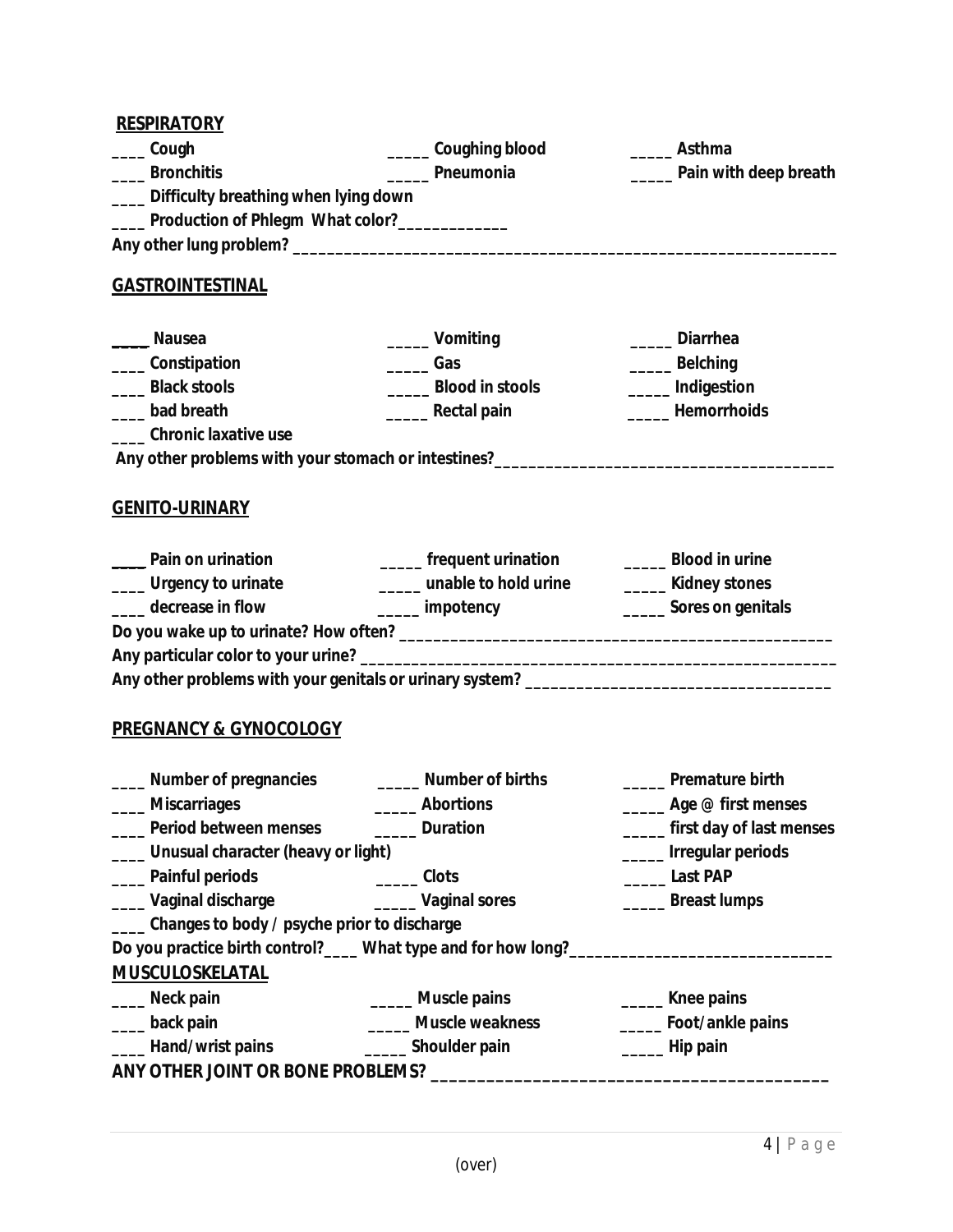## RESPIRATORY

____ Cough　　_____ Coughing blood　　_____ Asthma

____ Bronchitis　　_____ Pneumonia　　_____ Pain with deep breath

____ Difficulty breathing when lying down

____ Production of Phlegm What color?_____________

Any other lung problem? ________________________________________________________________

## GASTROINTESTINAL

____ Nausea　　_____ Vomiting　　_____ Diarrhea

____ Constipation　　_____ Gas　　_____ Belching

____ Black stools　　_____ Blood in stools　　_____ Indigestion

____ bad breath　　_____ Rectal pain　　_____ Hemorrhoids

____ Chronic laxative use

Any other problems with your stomach or intestines?________________________________________

## GENITO-URINARY

____ Pain on urination　　_____ frequent urination　　_____ Blood in urine

____ Urgency to urinate　　_____ unable to hold urine　　_____ Kidney stones

____ decrease in flow　　_____ impotency　　_____ Sores on genitals

Do you wake up to urinate? How often? __________________________________________________

Any particular color to your urine? _______________________________________________________

Any other problems with your genitals or urinary system? ___________________________________

## PREGNANCY & GYNOCOLOGY

____ Number of pregnancies　　_____ Number of births　　_____ Premature birth

____ Miscarriages　　_____ Abortions　　_____ Age @ first menses

____ Period between menses　　_____ Duration　　_____ first day of last menses

____ Unusual character (heavy or light)　　_____ Irregular periods

____ Painful periods　　_____ Clots　　_____ Last PAP

____ Vaginal discharge　　_____ Vaginal sores　　_____ Breast lumps

____ Changes to body / psyche prior to discharge

Do you practice birth control?____ What type and for how long?______________________________

## MUSCULOSKELATAL

____ Neck pain　　_____ Muscle pains　　_____ Knee pains

____ back pain　　_____ Muscle weakness　　_____ Foot/ankle pains

____ Hand/wrist pains　　_____ Shoulder pain　　_____ Hip pain

ANY OTHER JOINT OR BONE PROBLEMS? ___________________________________________

(over)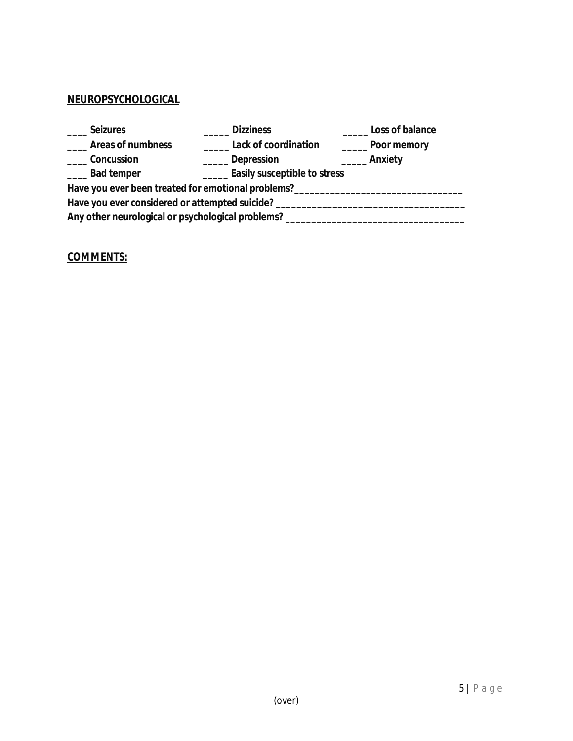**NEUROPSYCHOLOGICAL**

| | | |
|---|---|---|
| ____ Seizures | _____ Dizziness | _____ Loss of balance |
| ____ Areas of numbness | _____ Lack of coordination | _____ Poor memory |
| ____ Concussion | _____ Depression | _____ Anxiety |
| ____ Bad temper | _____ Easily susceptible to stress | |

**Have you ever been treated for emotional problems?________________________________**

**Have you ever considered or attempted suicide? __________________________________**

**Any other neurological or psychological problems? ________________________________**

**COMMENTS:**

(over)